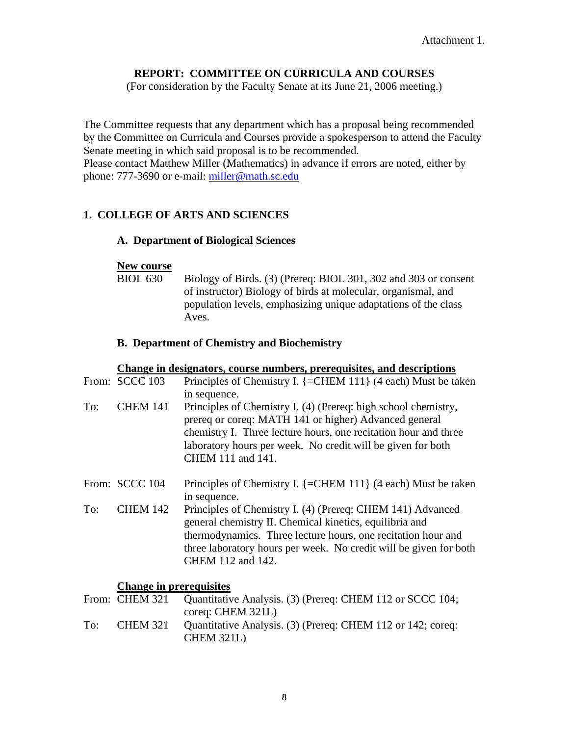Attachment 1.

**REPORT: COMMITTEE ON CURRICULA AND COURSES**

(For consideration by the Faculty Senate at its June 21, 2006 meeting.)

The Committee requests that any department which has a proposal being recommended by the Committee on Curricula and Courses provide a spokesperson to attend the Faculty Senate meeting in which said proposal is to be recommended.
Please contact Matthew Miller (Mathematics) in advance if errors are noted, either by phone: 777-3690 or e-mail: miller@math.sc.edu

## 1. COLLEGE OF ARTS AND SCIENCES

### A. Department of Biological Sciences

**New course**

BIOL 630 Biology of Birds. (3) (Prereq: BIOL 301, 302 and 303 or consent of instructor) Biology of birds at molecular, organismal, and population levels, emphasizing unique adaptations of the class Aves.

### B. Department of Chemistry and Biochemistry

**Change in designators, course numbers, prerequisites, and descriptions**

From: SCCC 103 Principles of Chemistry I. {=CHEM 111} (4 each) Must be taken in sequence.

To: CHEM 141 Principles of Chemistry I. (4) (Prereq: high school chemistry, prereq or coreq: MATH 141 or higher) Advanced general chemistry I. Three lecture hours, one recitation hour and three laboratory hours per week. No credit will be given for both CHEM 111 and 141.

From: SCCC 104 Principles of Chemistry I. {=CHEM 111} (4 each) Must be taken in sequence.

To: CHEM 142 Principles of Chemistry I. (4) (Prereq: CHEM 141) Advanced general chemistry II. Chemical kinetics, equilibria and thermodynamics. Three lecture hours, one recitation hour and three laboratory hours per week. No credit will be given for both CHEM 112 and 142.

**Change in prerequisites**

From: CHEM 321 Quantitative Analysis. (3) (Prereq: CHEM 112 or SCCC 104; coreq: CHEM 321L)

To: CHEM 321 Quantitative Analysis. (3) (Prereq: CHEM 112 or 142; coreq: CHEM 321L)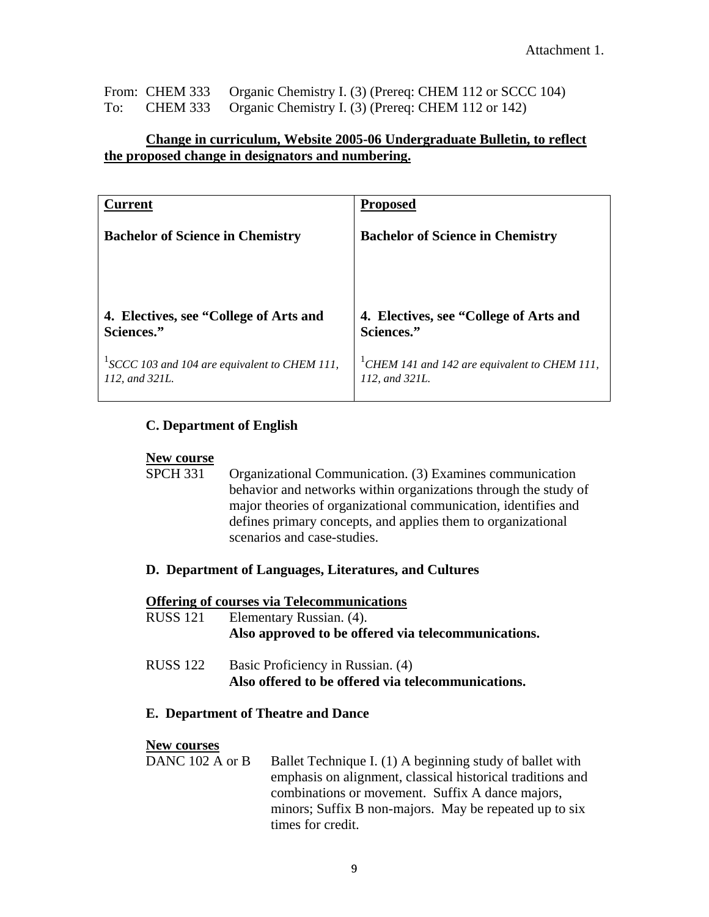Attachment 1.

From: CHEM 333 Organic Chemistry I. (3) (Prereq: CHEM 112 or SCCC 104)
To: CHEM 333 Organic Chemistry I. (3) (Prereq: CHEM 112 or 142)

**Change in curriculum, Website 2005-06 Undergraduate Bulletin, to reflect the proposed change in designators and numbering.**

| **Current** | **Proposed** |
|---|---|
| **Bachelor of Science in Chemistry** | **Bachelor of Science in Chemistry** |
| **4. Electives, see "College of Arts and Sciences."** | **4. Electives, see "College of Arts and Sciences."** |
| [1]*SCCC 103 and 104 are equivalent to CHEM 111, 112, and 321L.* | [1]*CHEM 141 and 142 are equivalent to CHEM 111, 112, and 321L.* |

### C. Department of English

**New course**

SPCH 331 Organizational Communication. (3) Examines communication behavior and networks within organizations through the study of major theories of organizational communication, identifies and defines primary concepts, and applies them to organizational scenarios and case-studies.

### D. Department of Languages, Literatures, and Cultures

**Offering of courses via Telecommunications**

RUSS 121 Elementary Russian. (4).
**Also approved to be offered via telecommunications.**

RUSS 122 Basic Proficiency in Russian. (4)
**Also offered to be offered via telecommunications.**

### E. Department of Theatre and Dance

**New courses**

DANC 102 A or B Ballet Technique I. (1) A beginning study of ballet with emphasis on alignment, classical historical traditions and combinations or movement. Suffix A dance majors, minors; Suffix B non-majors. May be repeated up to six times for credit.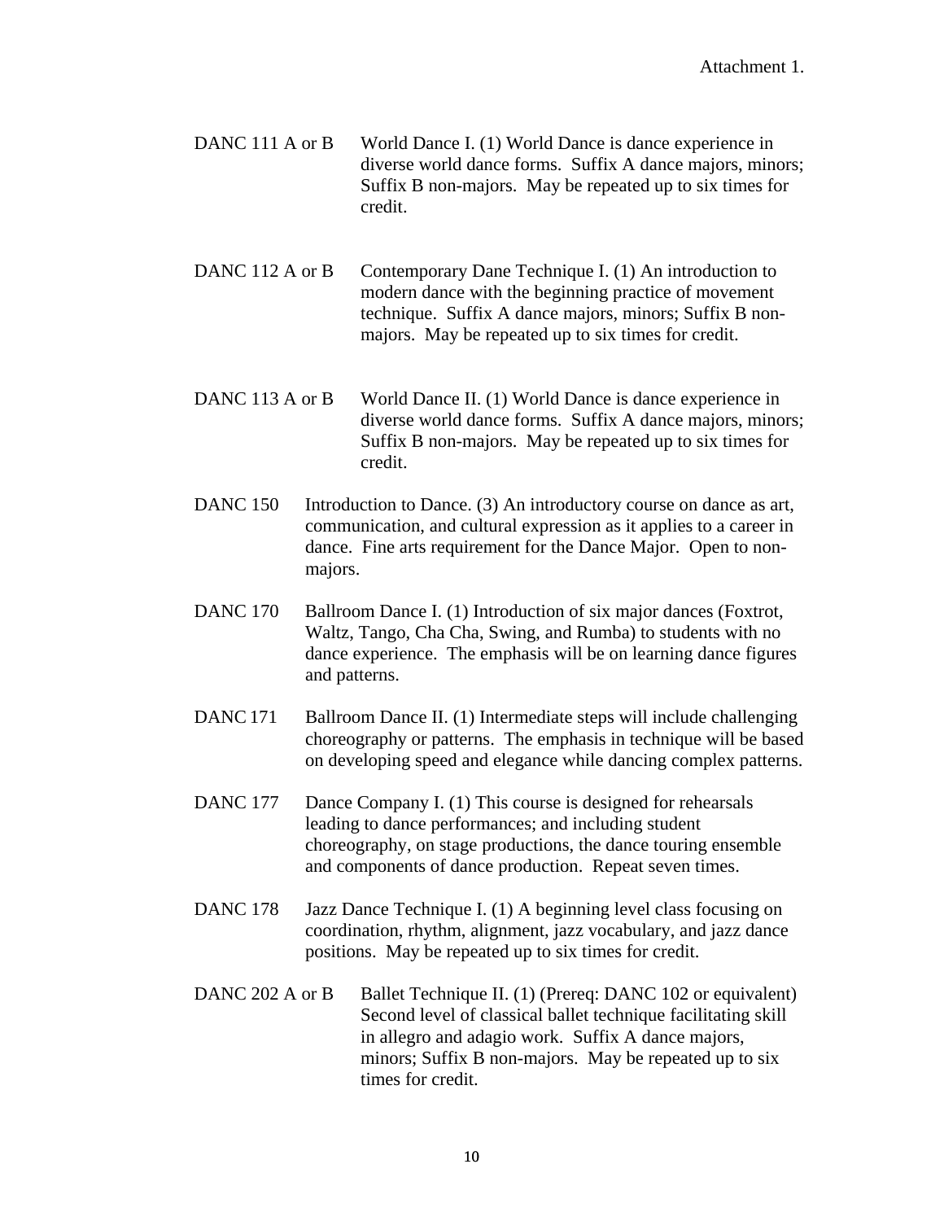Attachment 1.

DANC 111 A or B World Dance I. (1) World Dance is dance experience in diverse world dance forms. Suffix A dance majors, minors; Suffix B non-majors. May be repeated up to six times for credit.

DANC 112 A or B Contemporary Dane Technique I. (1) An introduction to modern dance with the beginning practice of movement technique. Suffix A dance majors, minors; Suffix B non-majors. May be repeated up to six times for credit.

DANC 113 A or B World Dance II. (1) World Dance is dance experience in diverse world dance forms. Suffix A dance majors, minors; Suffix B non-majors. May be repeated up to six times for credit.

DANC 150 Introduction to Dance. (3) An introductory course on dance as art, communication, and cultural expression as it applies to a career in dance. Fine arts requirement for the Dance Major. Open to non-majors.

DANC 170 Ballroom Dance I. (1) Introduction of six major dances (Foxtrot, Waltz, Tango, Cha Cha, Swing, and Rumba) to students with no dance experience. The emphasis will be on learning dance figures and patterns.

DANC 171 Ballroom Dance II. (1) Intermediate steps will include challenging choreography or patterns. The emphasis in technique will be based on developing speed and elegance while dancing complex patterns.

DANC 177 Dance Company I. (1) This course is designed for rehearsals leading to dance performances; and including student choreography, on stage productions, the dance touring ensemble and components of dance production. Repeat seven times.

DANC 178 Jazz Dance Technique I. (1) A beginning level class focusing on coordination, rhythm, alignment, jazz vocabulary, and jazz dance positions. May be repeated up to six times for credit.

DANC 202 A or B Ballet Technique II. (1) (Prereq: DANC 102 or equivalent) Second level of classical ballet technique facilitating skill in allegro and adagio work. Suffix A dance majors, minors; Suffix B non-majors. May be repeated up to six times for credit.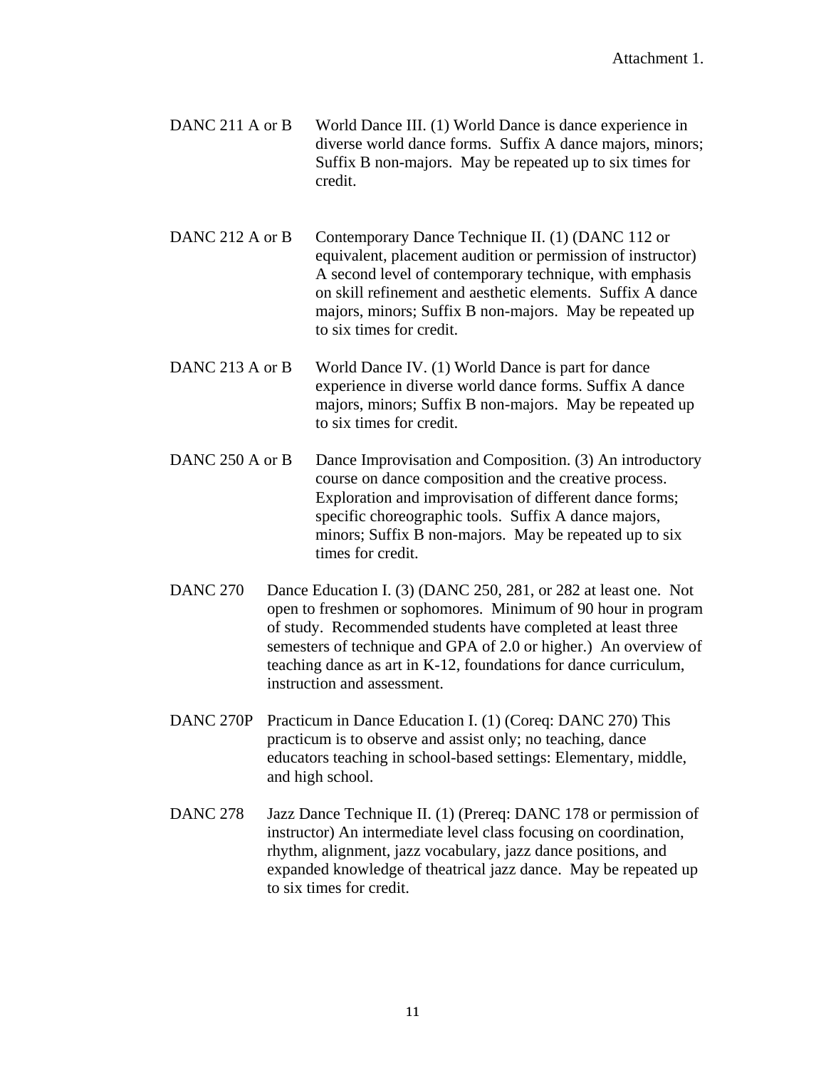Attachment 1.

DANC 211 A or B World Dance III. (1) World Dance is dance experience in diverse world dance forms. Suffix A dance majors, minors; Suffix B non-majors. May be repeated up to six times for credit.

DANC 212 A or B Contemporary Dance Technique II. (1) (DANC 112 or equivalent, placement audition or permission of instructor) A second level of contemporary technique, with emphasis on skill refinement and aesthetic elements. Suffix A dance majors, minors; Suffix B non-majors. May be repeated up to six times for credit.

DANC 213 A or B World Dance IV. (1) World Dance is part for dance experience in diverse world dance forms. Suffix A dance majors, minors; Suffix B non-majors. May be repeated up to six times for credit.

DANC 250 A or B Dance Improvisation and Composition. (3) An introductory course on dance composition and the creative process. Exploration and improvisation of different dance forms; specific choreographic tools. Suffix A dance majors, minors; Suffix B non-majors. May be repeated up to six times for credit.

DANC 270 Dance Education I. (3) (DANC 250, 281, or 282 at least one. Not open to freshmen or sophomores. Minimum of 90 hour in program of study. Recommended students have completed at least three semesters of technique and GPA of 2.0 or higher.) An overview of teaching dance as art in K-12, foundations for dance curriculum, instruction and assessment.

DANC 270P Practicum in Dance Education I. (1) (Coreq: DANC 270) This practicum is to observe and assist only; no teaching, dance educators teaching in school-based settings: Elementary, middle, and high school.

DANC 278 Jazz Dance Technique II. (1) (Prereq: DANC 178 or permission of instructor) An intermediate level class focusing on coordination, rhythm, alignment, jazz vocabulary, jazz dance positions, and expanded knowledge of theatrical jazz dance. May be repeated up to six times for credit.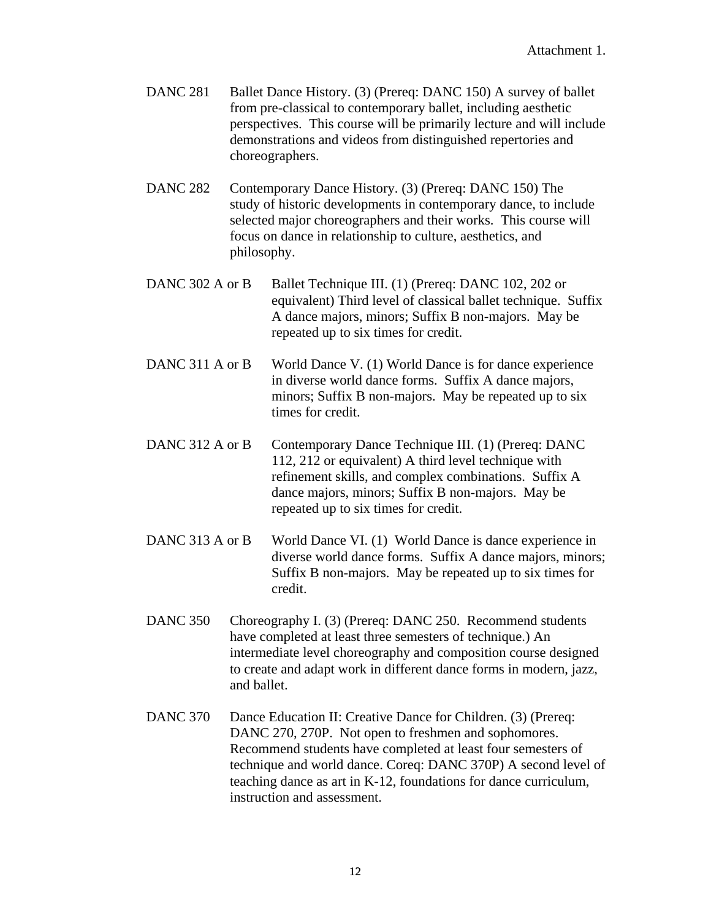Attachment 1.

DANC 281 Ballet Dance History. (3) (Prereq: DANC 150) A survey of ballet from pre-classical to contemporary ballet, including aesthetic perspectives. This course will be primarily lecture and will include demonstrations and videos from distinguished repertories and choreographers.

DANC 282 Contemporary Dance History. (3) (Prereq: DANC 150) The study of historic developments in contemporary dance, to include selected major choreographers and their works. This course will focus on dance in relationship to culture, aesthetics, and philosophy.

DANC 302 A or B Ballet Technique III. (1) (Prereq: DANC 102, 202 or equivalent) Third level of classical ballet technique. Suffix A dance majors, minors; Suffix B non-majors. May be repeated up to six times for credit.

DANC 311 A or B World Dance V. (1) World Dance is for dance experience in diverse world dance forms. Suffix A dance majors, minors; Suffix B non-majors. May be repeated up to six times for credit.

DANC 312 A or B Contemporary Dance Technique III. (1) (Prereq: DANC 112, 212 or equivalent) A third level technique with refinement skills, and complex combinations. Suffix A dance majors, minors; Suffix B non-majors. May be repeated up to six times for credit.

DANC 313 A or B World Dance VI. (1) World Dance is dance experience in diverse world dance forms. Suffix A dance majors, minors; Suffix B non-majors. May be repeated up to six times for credit.

DANC 350 Choreography I. (3) (Prereq: DANC 250. Recommend students have completed at least three semesters of technique.) An intermediate level choreography and composition course designed to create and adapt work in different dance forms in modern, jazz, and ballet.

DANC 370 Dance Education II: Creative Dance for Children. (3) (Prereq: DANC 270, 270P. Not open to freshmen and sophomores. Recommend students have completed at least four semesters of technique and world dance. Coreq: DANC 370P) A second level of teaching dance as art in K-12, foundations for dance curriculum, instruction and assessment.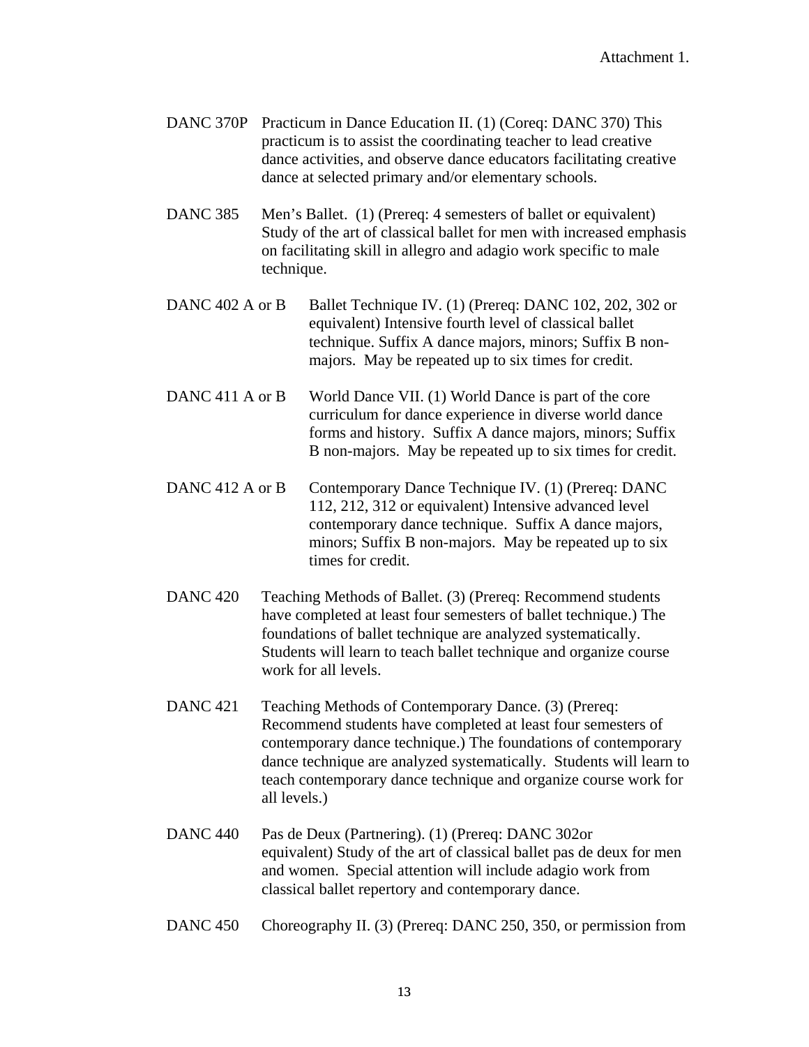Attachment 1.

DANC 370P Practicum in Dance Education II. (1) (Coreq: DANC 370) This practicum is to assist the coordinating teacher to lead creative dance activities, and observe dance educators facilitating creative dance at selected primary and/or elementary schools.

DANC 385 Men's Ballet. (1) (Prereq: 4 semesters of ballet or equivalent) Study of the art of classical ballet for men with increased emphasis on facilitating skill in allegro and adagio work specific to male technique.

DANC 402 A or B Ballet Technique IV. (1) (Prereq: DANC 102, 202, 302 or equivalent) Intensive fourth level of classical ballet technique. Suffix A dance majors, minors; Suffix B non-majors. May be repeated up to six times for credit.

DANC 411 A or B World Dance VII. (1) World Dance is part of the core curriculum for dance experience in diverse world dance forms and history. Suffix A dance majors, minors; Suffix B non-majors. May be repeated up to six times for credit.

DANC 412 A or B Contemporary Dance Technique IV. (1) (Prereq: DANC 112, 212, 312 or equivalent) Intensive advanced level contemporary dance technique. Suffix A dance majors, minors; Suffix B non-majors. May be repeated up to six times for credit.

DANC 420 Teaching Methods of Ballet. (3) (Prereq: Recommend students have completed at least four semesters of ballet technique.) The foundations of ballet technique are analyzed systematically. Students will learn to teach ballet technique and organize course work for all levels.

DANC 421 Teaching Methods of Contemporary Dance. (3) (Prereq: Recommend students have completed at least four semesters of contemporary dance technique.) The foundations of contemporary dance technique are analyzed systematically. Students will learn to teach contemporary dance technique and organize course work for all levels.)

DANC 440 Pas de Deux (Partnering). (1) (Prereq: DANC 302or equivalent) Study of the art of classical ballet pas de deux for men and women. Special attention will include adagio work from classical ballet repertory and contemporary dance.

DANC 450 Choreography II. (3) (Prereq: DANC 250, 350, or permission from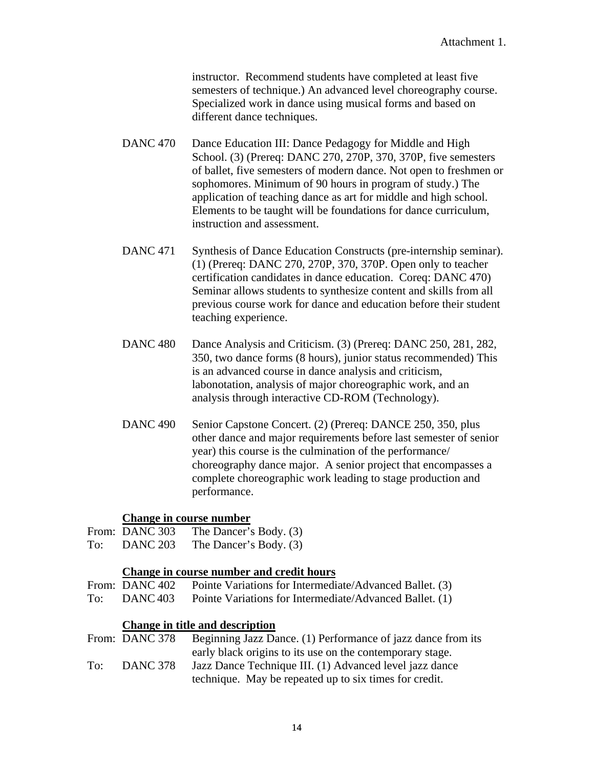instructor. Recommend students have completed at least five semesters of technique.) An advanced level choreography course. Specialized work in dance using musical forms and based on different dance techniques.

DANC 470 Dance Education III: Dance Pedagogy for Middle and High School. (3) (Prereq: DANC 270, 270P, 370, 370P, five semesters of ballet, five semesters of modern dance. Not open to freshmen or sophomores. Minimum of 90 hours in program of study.) The application of teaching dance as art for middle and high school. Elements to be taught will be foundations for dance curriculum, instruction and assessment.

DANC 471 Synthesis of Dance Education Constructs (pre-internship seminar). (1) (Prereq: DANC 270, 270P, 370, 370P. Open only to teacher certification candidates in dance education. Coreq: DANC 470) Seminar allows students to synthesize content and skills from all previous course work for dance and education before their student teaching experience.

DANC 480 Dance Analysis and Criticism. (3) (Prereq: DANC 250, 281, 282, 350, two dance forms (8 hours), junior status recommended) This is an advanced course in dance analysis and criticism, labonotation, analysis of major choreographic work, and an analysis through interactive CD-ROM (Technology).

DANC 490 Senior Capstone Concert. (2) (Prereq: DANCE 250, 350, plus other dance and major requirements before last semester of senior year) this course is the culmination of the performance/ choreography dance major. A senior project that encompasses a complete choreographic work leading to stage production and performance.

**Change in course number**

From: DANC 303 The Dancer's Body. (3)
To: DANC 203 The Dancer's Body. (3)

**Change in course number and credit hours**

From: DANC 402 Pointe Variations for Intermediate/Advanced Ballet. (3)
To: DANC 403 Pointe Variations for Intermediate/Advanced Ballet. (1)

**Change in title and description**

From: DANC 378 Beginning Jazz Dance. (1) Performance of jazz dance from its early black origins to its use on the contemporary stage.
To: DANC 378 Jazz Dance Technique III. (1) Advanced level jazz dance technique. May be repeated up to six times for credit.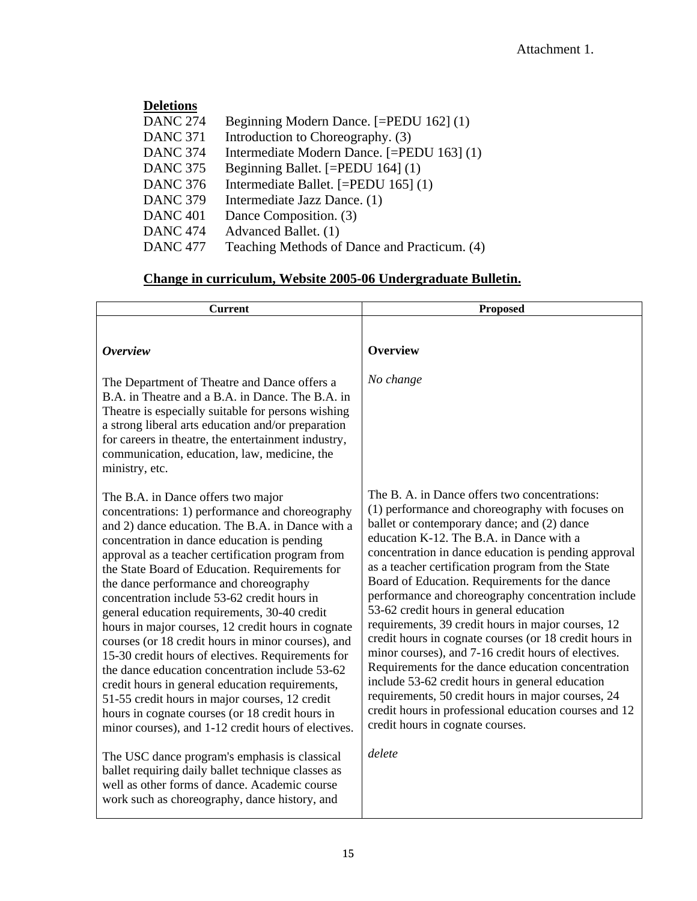Attachment 1.

**Deletions**

DANC 274 Beginning Modern Dance. [=PEDU 162] (1)
DANC 371 Introduction to Choreography. (3)
DANC 374 Intermediate Modern Dance. [=PEDU 163] (1)
DANC 375 Beginning Ballet. [=PEDU 164] (1)
DANC 376 Intermediate Ballet. [=PEDU 165] (1)
DANC 379 Intermediate Jazz Dance. (1)
DANC 401 Dance Composition. (3)
DANC 474 Advanced Ballet. (1)
DANC 477 Teaching Methods of Dance and Practicum. (4)

**Change in curriculum, Website 2005-06 Undergraduate Bulletin.**

| Current | Proposed |
|---|---|
| ***Overview*** | **Overview** |
| The Department of Theatre and Dance offers a B.A. in Theatre and a B.A. in Dance. The B.A. in Theatre is especially suitable for persons wishing a strong liberal arts education and/or preparation for careers in theatre, the entertainment industry, communication, education, law, medicine, the ministry, etc. | *No change* |
| The B.A. in Dance offers two major concentrations: 1) performance and choreography and 2) dance education. The B.A. in Dance with a concentration in dance education is pending approval as a teacher certification program from the State Board of Education. Requirements for the dance performance and choreography concentration include 53-62 credit hours in general education requirements, 30-40 credit hours in major courses, 12 credit hours in cognate courses (or 18 credit hours in minor courses), and 15-30 credit hours of electives. Requirements for the dance education concentration include 53-62 credit hours in general education requirements, 51-55 credit hours in major courses, 12 credit hours in cognate courses (or 18 credit hours in minor courses), and 1-12 credit hours of electives. | The B. A. in Dance offers two concentrations: (1) performance and choreography with focuses on ballet or contemporary dance; and (2) dance education K-12. The B.A. in Dance with a concentration in dance education is pending approval as a teacher certification program from the State Board of Education. Requirements for the dance performance and choreography concentration include 53-62 credit hours in general education requirements, 39 credit hours in major courses, 12 credit hours in cognate courses (or 18 credit hours in minor courses), and 7-16 credit hours of electives. Requirements for the dance education concentration include 53-62 credit hours in general education requirements, 50 credit hours in major courses, 24 credit hours in professional education courses and 12 credit hours in cognate courses. |
| The USC dance program's emphasis is classical ballet requiring daily ballet technique classes as well as other forms of dance. Academic course work such as choreography, dance history, and | *delete* |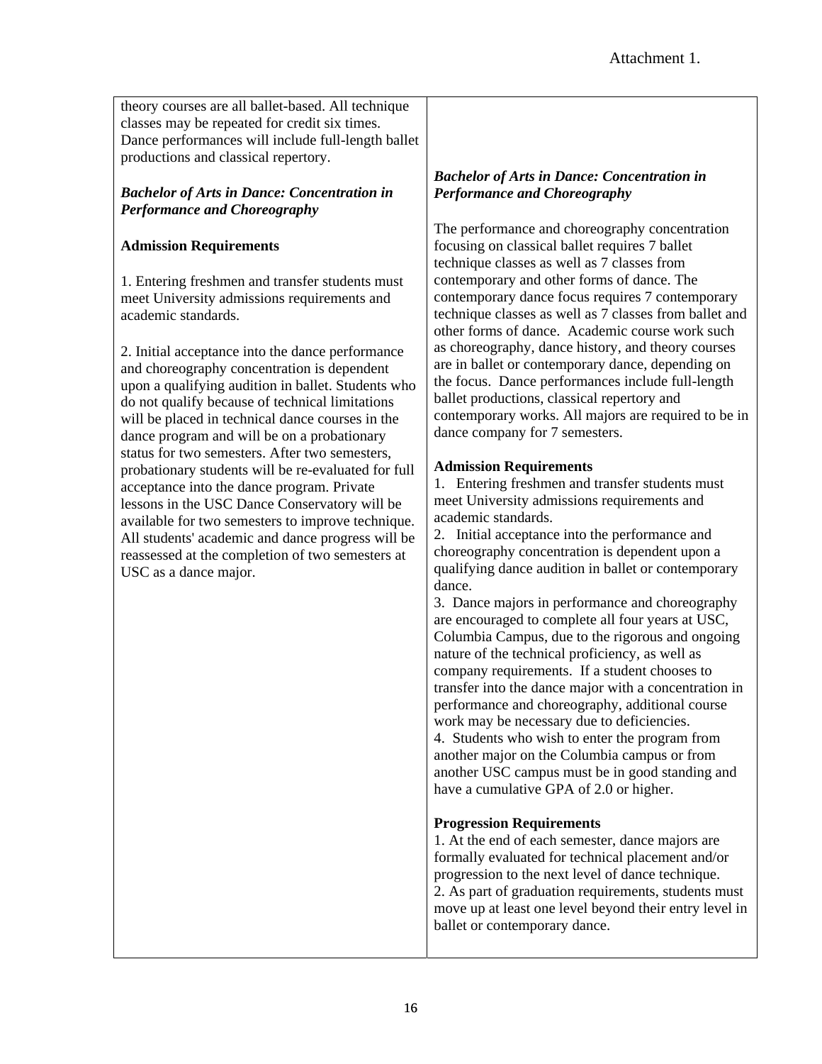Attachment 1.

| | |
|---|---|
| theory courses are all ballet-based. All technique classes may be repeated for credit six times. Dance performances will include full-length ballet productions and classical repertory.<br><br>***Bachelor of Arts in Dance: Concentration in Performance and Choreography***<br><br>**Admission Requirements**<br><br>1. Entering freshmen and transfer students must meet University admissions requirements and academic standards.<br><br>2. Initial acceptance into the dance performance and choreography concentration is dependent upon a qualifying audition in ballet. Students who do not qualify because of technical limitations will be placed in technical dance courses in the dance program and will be on a probationary status for two semesters. After two semesters, probationary students will be re-evaluated for full acceptance into the dance program. Private lessons in the USC Dance Conservatory will be available for two semesters to improve technique. All students' academic and dance progress will be reassessed at the completion of two semesters at USC as a dance major. | ***Bachelor of Arts in Dance: Concentration in Performance and Choreography***<br><br>The performance and choreography concentration focusing on classical ballet requires 7 ballet technique classes as well as 7 classes from contemporary and other forms of dance. The contemporary dance focus requires 7 contemporary technique classes as well as 7 classes from ballet and other forms of dance. Academic course work such as choreography, dance history, and theory courses are in ballet or contemporary dance, depending on the focus. Dance performances include full-length ballet productions, classical repertory and contemporary works. All majors are required to be in dance company for 7 semesters.<br><br>**Admission Requirements**<br>1. Entering freshmen and transfer students must meet University admissions requirements and academic standards.<br>2. Initial acceptance into the performance and choreography concentration is dependent upon a qualifying dance audition in ballet or contemporary dance.<br>3. Dance majors in performance and choreography are encouraged to complete all four years at USC, Columbia Campus, due to the rigorous and ongoing nature of the technical proficiency, as well as company requirements. If a student chooses to transfer into the dance major with a concentration in performance and choreography, additional course work may be necessary due to deficiencies.<br>4. Students who wish to enter the program from another major on the Columbia campus or from another USC campus must be in good standing and have a cumulative GPA of 2.0 or higher.<br><br>**Progression Requirements**<br>1. At the end of each semester, dance majors are formally evaluated for technical placement and/or progression to the next level of dance technique.<br>2. As part of graduation requirements, students must move up at least one level beyond their entry level in ballet or contemporary dance. |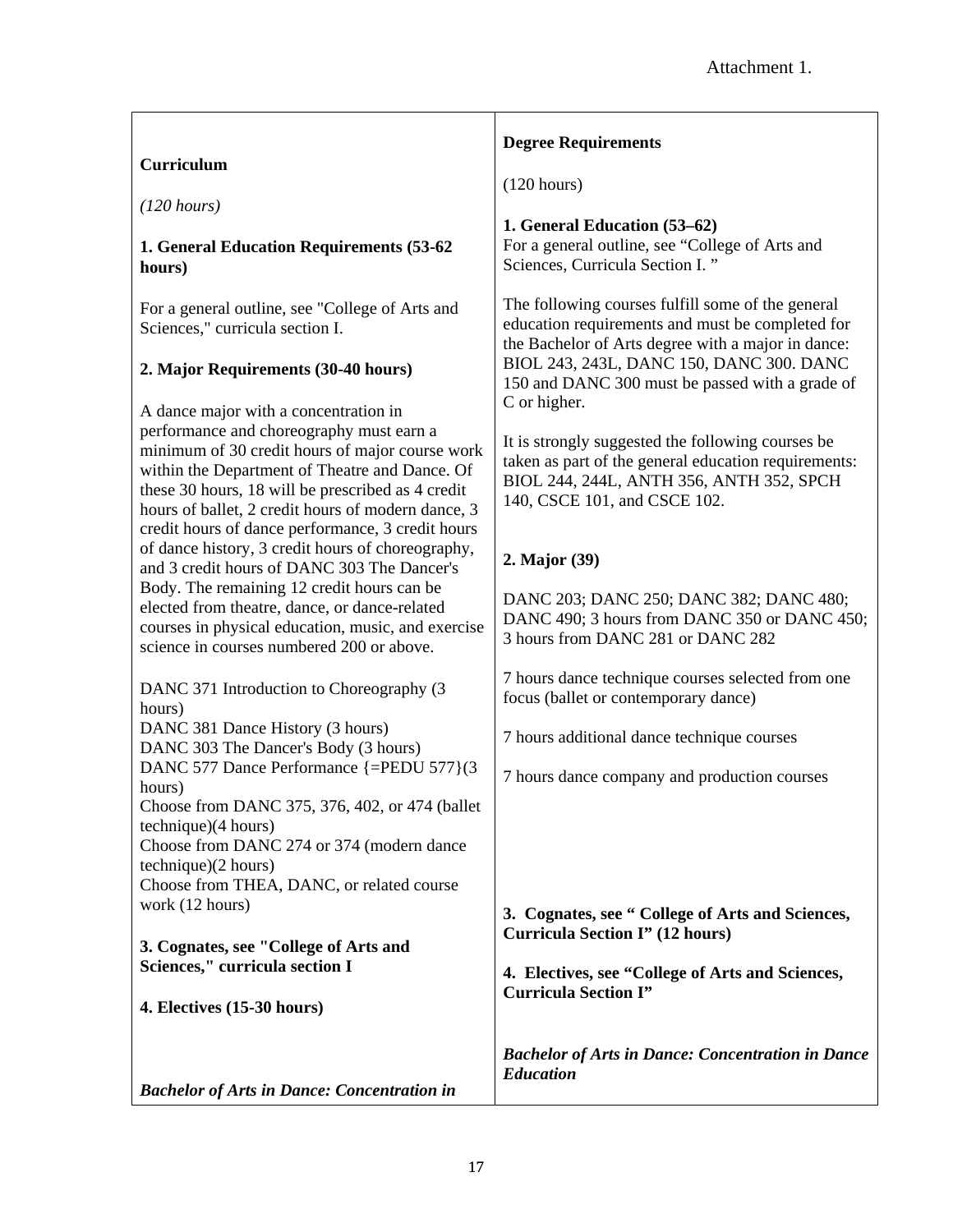Attachment 1.

| **Curriculum**<br><br>*(120 hours)*<br><br>**1. General Education Requirements (53-62 hours)**<br><br>For a general outline, see "College of Arts and Sciences," curricula section I.<br><br>**2. Major Requirements (30-40 hours)**<br><br>A dance major with a concentration in performance and choreography must earn a minimum of 30 credit hours of major course work within the Department of Theatre and Dance. Of these 30 hours, 18 will be prescribed as 4 credit hours of ballet, 2 credit hours of modern dance, 3 credit hours of dance performance, 3 credit hours of dance history, 3 credit hours of choreography, and 3 credit hours of DANC 303 The Dancer's Body. The remaining 12 credit hours can be elected from theatre, dance, or dance-related courses in physical education, music, and exercise science in courses numbered 200 or above.<br><br>DANC 371 Introduction to Choreography (3 hours)<br>DANC 381 Dance History (3 hours)<br>DANC 303 The Dancer's Body (3 hours)<br>DANC 577 Dance Performance {=PEDU 577}(3 hours)<br>Choose from DANC 375, 376, 402, or 474 (ballet technique)(4 hours)<br>Choose from DANC 274 or 374 (modern dance technique)(2 hours)<br>Choose from THEA, DANC, or related course work (12 hours)<br><br>**3. Cognates, see "College of Arts and Sciences," curricula section I**<br><br>**4. Electives (15-30 hours)**<br><br>***Bachelor of Arts in Dance: Concentration in*** | **Degree Requirements**<br><br>(120 hours)<br><br>**1. General Education (53–62)**<br>For a general outline, see "College of Arts and Sciences, Curricula Section I. "<br><br>The following courses fulfill some of the general education requirements and must be completed for the Bachelor of Arts degree with a major in dance: BIOL 243, 243L, DANC 150, DANC 300. DANC 150 and DANC 300 must be passed with a grade of C or higher.<br><br>It is strongly suggested the following courses be taken as part of the general education requirements: BIOL 244, 244L, ANTH 356, ANTH 352, SPCH 140, CSCE 101, and CSCE 102.<br><br>**2. Major (39)**<br><br>DANC 203; DANC 250; DANC 382; DANC 480; DANC 490; 3 hours from DANC 350 or DANC 450; 3 hours from DANC 281 or DANC 282<br><br>7 hours dance technique courses selected from one focus (ballet or contemporary dance)<br><br>7 hours additional dance technique courses<br><br>7 hours dance company and production courses<br><br>**3. Cognates, see " College of Arts and Sciences, Curricula Section I" (12 hours)**<br><br>**4. Electives, see "College of Arts and Sciences, Curricula Section I"**<br><br>***Bachelor of Arts in Dance: Concentration in Dance Education*** |
|---|---|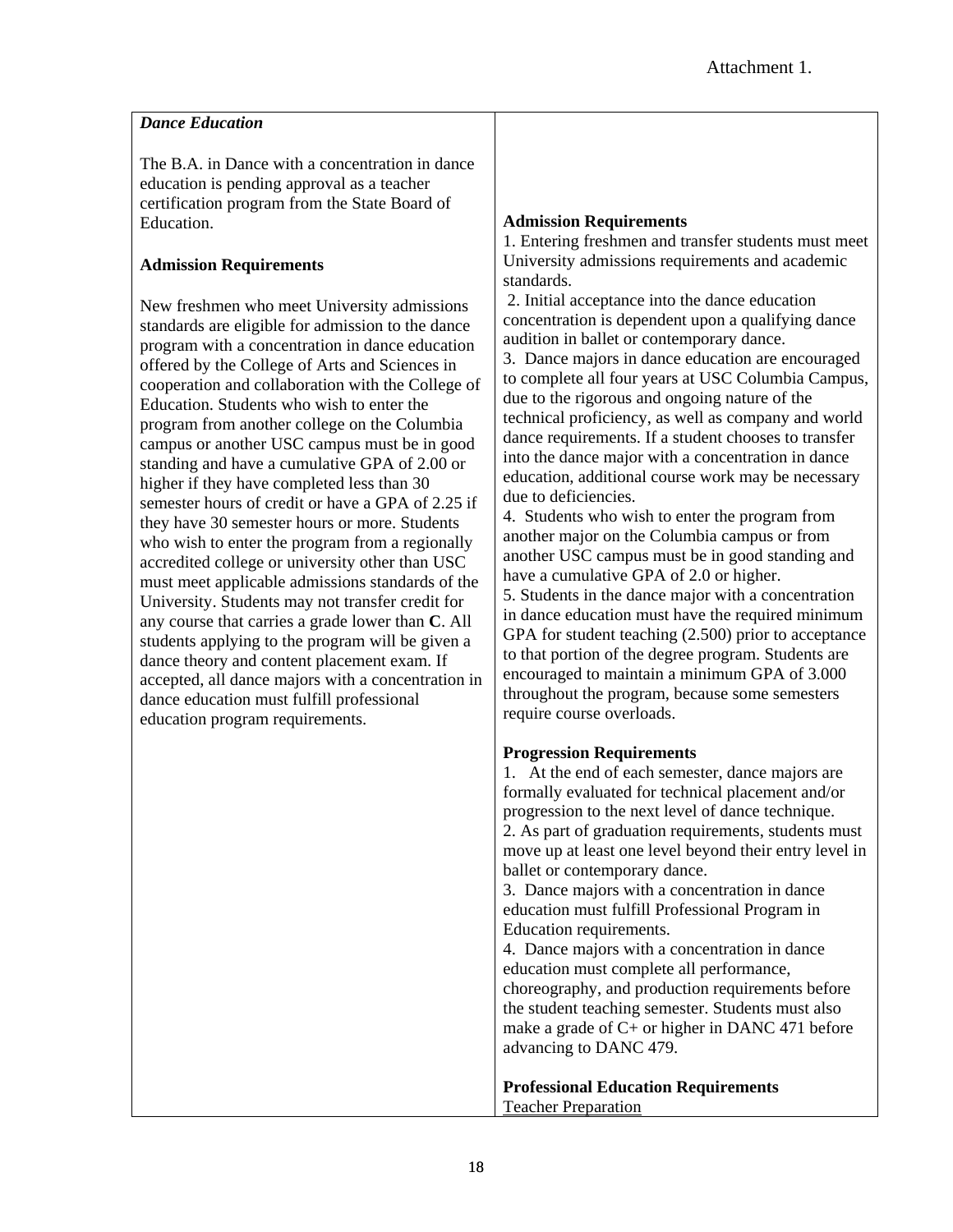Attachment 1.

| *Dance Education*<br><br>The B.A. in Dance with a concentration in dance education is pending approval as a teacher certification program from the State Board of Education.<br><br>**Admission Requirements**<br><br>New freshmen who meet University admissions standards are eligible for admission to the dance program with a concentration in dance education offered by the College of Arts and Sciences in cooperation and collaboration with the College of Education. Students who wish to enter the program from another college on the Columbia campus or another USC campus must be in good standing and have a cumulative GPA of 2.00 or higher if they have completed less than 30 semester hours of credit or have a GPA of 2.25 if they have 30 semester hours or more. Students who wish to enter the program from a regionally accredited college or university other than USC must meet applicable admissions standards of the University. Students may not transfer credit for any course that carries a grade lower than **C**. All students applying to the program will be given a dance theory and content placement exam. If accepted, all dance majors with a concentration in dance education must fulfill professional education program requirements. | **Admission Requirements**<br>1. Entering freshmen and transfer students must meet University admissions requirements and academic standards.<br>2. Initial acceptance into the dance education concentration is dependent upon a qualifying dance audition in ballet or contemporary dance.<br>3. Dance majors in dance education are encouraged to complete all four years at USC Columbia Campus, due to the rigorous and ongoing nature of the technical proficiency, as well as company and world dance requirements. If a student chooses to transfer into the dance major with a concentration in dance education, additional course work may be necessary due to deficiencies.<br>4. Students who wish to enter the program from another major on the Columbia campus or from another USC campus must be in good standing and have a cumulative GPA of 2.0 or higher.<br>5. Students in the dance major with a concentration in dance education must have the required minimum GPA for student teaching (2.500) prior to acceptance to that portion of the degree program. Students are encouraged to maintain a minimum GPA of 3.000 throughout the program, because some semesters require course overloads.<br><br>**Progression Requirements**<br>1. At the end of each semester, dance majors are formally evaluated for technical placement and/or progression to the next level of dance technique.<br>2. As part of graduation requirements, students must move up at least one level beyond their entry level in ballet or contemporary dance.<br>3. Dance majors with a concentration in dance education must fulfill Professional Program in Education requirements.<br>4. Dance majors with a concentration in dance education must complete all performance, choreography, and production requirements before the student teaching semester. Students must also make a grade of C+ or higher in DANC 471 before advancing to DANC 479.<br><br>**Professional Education Requirements**<br><u>Teacher Preparation</u> |
|---|---|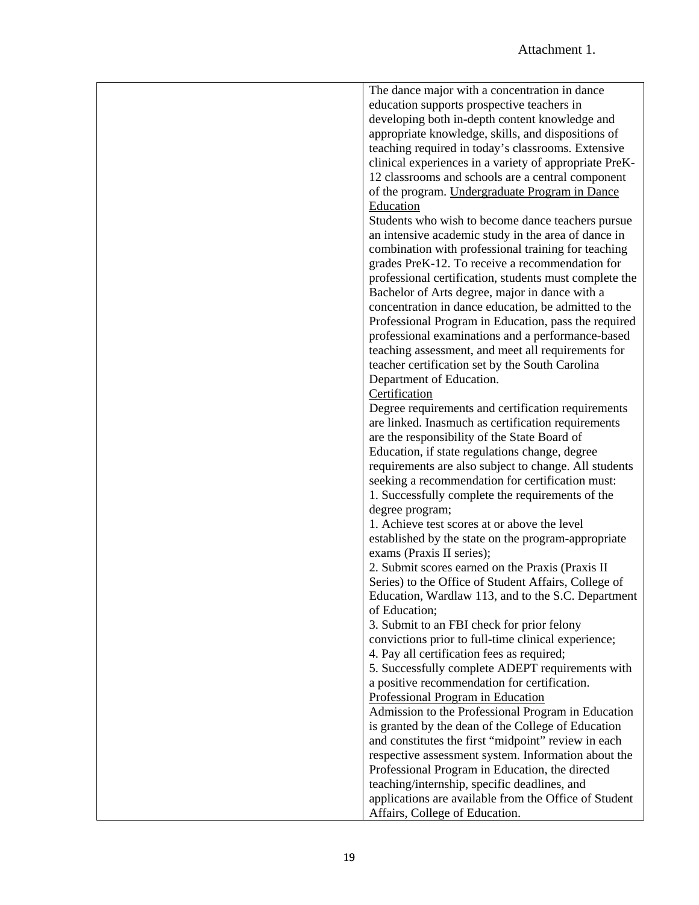Attachment 1.

| | |
|---|---|
| | The dance major with a concentration in dance education supports prospective teachers in developing both in-depth content knowledge and appropriate knowledge, skills, and dispositions of teaching required in today's classrooms. Extensive clinical experiences in a variety of appropriate PreK-12 classrooms and schools are a central component of the program. <u>Undergraduate Program in Dance Education</u><br>Students who wish to become dance teachers pursue an intensive academic study in the area of dance in combination with professional training for teaching grades PreK-12. To receive a recommendation for professional certification, students must complete the Bachelor of Arts degree, major in dance with a concentration in dance education, be admitted to the Professional Program in Education, pass the required professional examinations and a performance-based teaching assessment, and meet all requirements for teacher certification set by the South Carolina Department of Education.<br><u>Certification</u><br>Degree requirements and certification requirements are linked. Inasmuch as certification requirements are the responsibility of the State Board of Education, if state regulations change, degree requirements are also subject to change. All students seeking a recommendation for certification must:<br>1. Successfully complete the requirements of the degree program;<br>1. Achieve test scores at or above the level established by the state on the program-appropriate exams (Praxis II series);<br>2. Submit scores earned on the Praxis (Praxis II Series) to the Office of Student Affairs, College of Education, Wardlaw 113, and to the S.C. Department of Education;<br>3. Submit to an FBI check for prior felony convictions prior to full-time clinical experience;<br>4. Pay all certification fees as required;<br>5. Successfully complete ADEPT requirements with a positive recommendation for certification.<br><u>Professional Program in Education</u><br>Admission to the Professional Program in Education is granted by the dean of the College of Education and constitutes the first "midpoint" review in each respective assessment system. Information about the Professional Program in Education, the directed teaching/internship, specific deadlines, and applications are available from the Office of Student Affairs, College of Education. |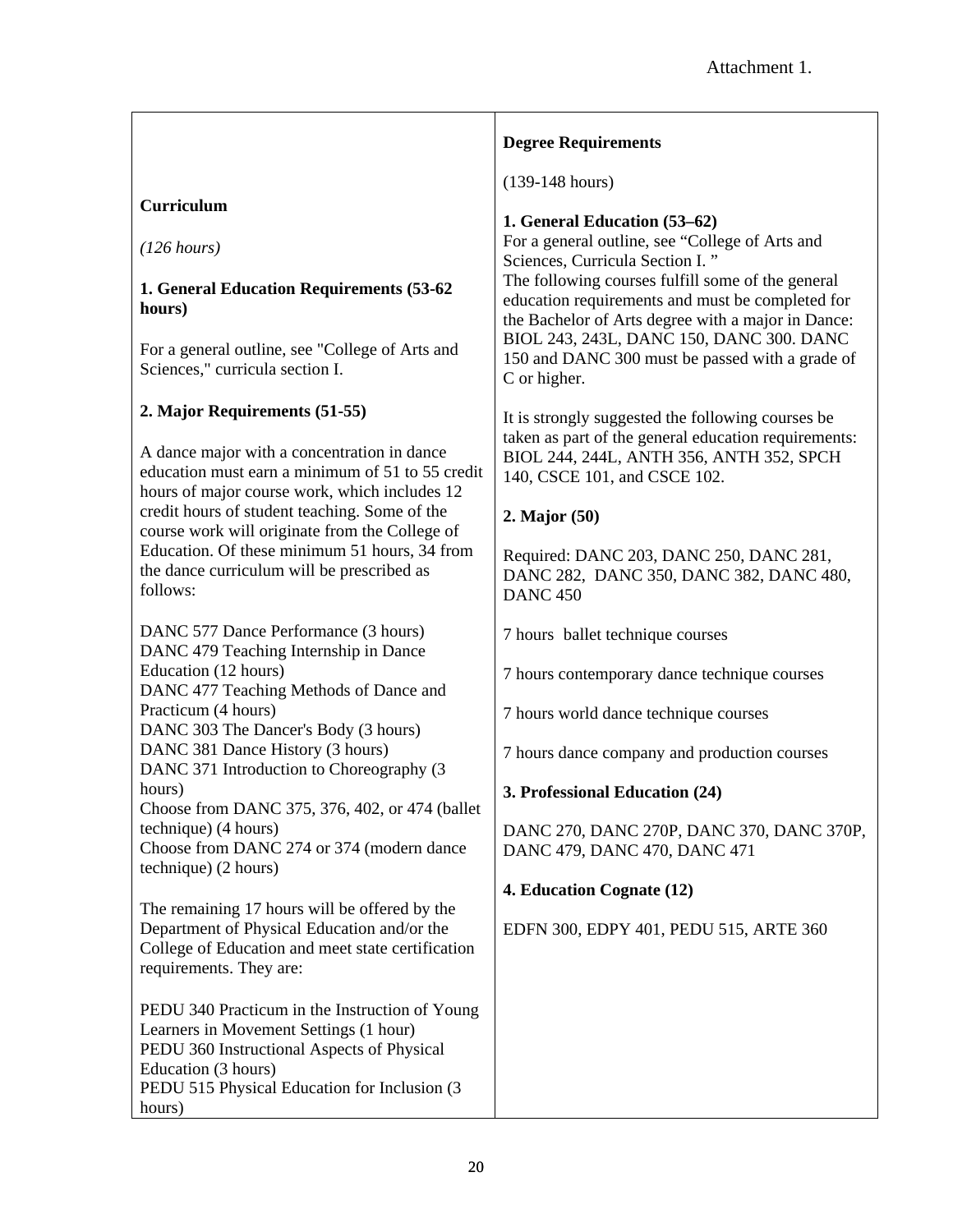Attachment 1.

| Curriculum | Degree Requirements |
| --- | --- |
| *(126 hours)* | (139-148 hours) |
| **1. General Education Requirements (53-62 hours)**<br><br>For a general outline, see "College of Arts and Sciences," curricula section I. | **1. General Education (53–62)**<br>For a general outline, see "College of Arts and Sciences, Curricula Section I."<br>The following courses fulfill some of the general education requirements and must be completed for the Bachelor of Arts degree with a major in Dance: BIOL 243, 243L, DANC 150, DANC 300. DANC 150 and DANC 300 must be passed with a grade of C or higher.<br><br>It is strongly suggested the following courses be taken as part of the general education requirements: BIOL 244, 244L, ANTH 356, ANTH 352, SPCH 140, CSCE 101, and CSCE 102. |
| **2. Major Requirements (51-55)**<br><br>A dance major with a concentration in dance education must earn a minimum of 51 to 55 credit hours of major course work, which includes 12 credit hours of student teaching. Some of the course work will originate from the College of Education. Of these minimum 51 hours, 34 from the dance curriculum will be prescribed as follows:<br><br>DANC 577 Dance Performance (3 hours)<br>DANC 479 Teaching Internship in Dance Education (12 hours)<br>DANC 477 Teaching Methods of Dance and Practicum (4 hours)<br>DANC 303 The Dancer's Body (3 hours)<br>DANC 381 Dance History (3 hours)<br>DANC 371 Introduction to Choreography (3 hours)<br>Choose from DANC 375, 376, 402, or 474 (ballet technique) (4 hours)<br>Choose from DANC 274 or 374 (modern dance technique) (2 hours)<br><br>The remaining 17 hours will be offered by the Department of Physical Education and/or the College of Education and meet state certification requirements. They are:<br><br>PEDU 340 Practicum in the Instruction of Young Learners in Movement Settings (1 hour)<br>PEDU 360 Instructional Aspects of Physical Education (3 hours)<br>PEDU 515 Physical Education for Inclusion (3 hours) | **2. Major (50)**<br><br>Required: DANC 203, DANC 250, DANC 281, DANC 282, DANC 350, DANC 382, DANC 480, DANC 450<br><br>7 hours ballet technique courses<br><br>7 hours contemporary dance technique courses<br><br>7 hours world dance technique courses<br><br>7 hours dance company and production courses<br><br>**3. Professional Education (24)**<br><br>DANC 270, DANC 270P, DANC 370, DANC 370P, DANC 479, DANC 470, DANC 471<br><br>**4. Education Cognate (12)**<br><br>EDFN 300, EDPY 401, PEDU 515, ARTE 360 |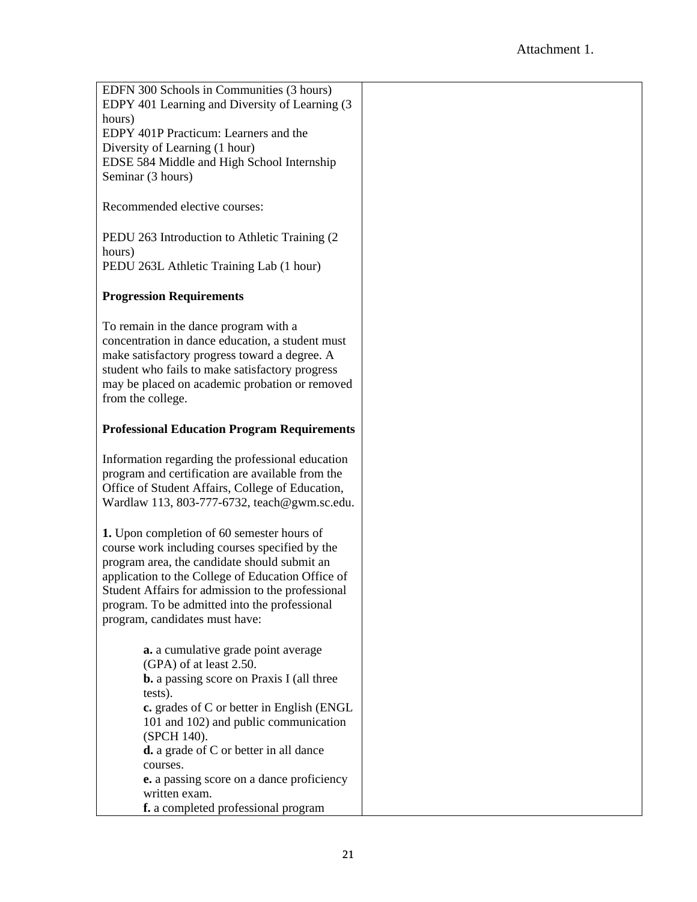Attachment 1.

| | |
|---|---|
| EDFN 300 Schools in Communities (3 hours)<br>EDPY 401 Learning and Diversity of Learning (3 hours)<br>EDPY 401P Practicum: Learners and the Diversity of Learning (1 hour)<br>EDSE 584 Middle and High School Internship Seminar (3 hours)<br><br>Recommended elective courses:<br><br>PEDU 263 Introduction to Athletic Training (2 hours)<br>PEDU 263L Athletic Training Lab (1 hour)<br><br>**Progression Requirements**<br><br>To remain in the dance program with a concentration in dance education, a student must make satisfactory progress toward a degree. A student who fails to make satisfactory progress may be placed on academic probation or removed from the college.<br><br>**Professional Education Program Requirements**<br><br>Information regarding the professional education program and certification are available from the Office of Student Affairs, College of Education, Wardlaw 113, 803-777-6732, teach@gwm.sc.edu.<br><br>**1.** Upon completion of 60 semester hours of course work including courses specified by the program area, the candidate should submit an application to the College of Education Office of Student Affairs for admission to the professional program. To be admitted into the professional program, candidates must have:<br><br>**a.** a cumulative grade point average (GPA) of at least 2.50.<br>**b.** a passing score on Praxis I (all three tests).<br>**c.** grades of C or better in English (ENGL 101 and 102) and public communication (SPCH 140).<br>**d.** a grade of C or better in all dance courses.<br>**e.** a passing score on a dance proficiency written exam.<br>**f.** a completed professional program | |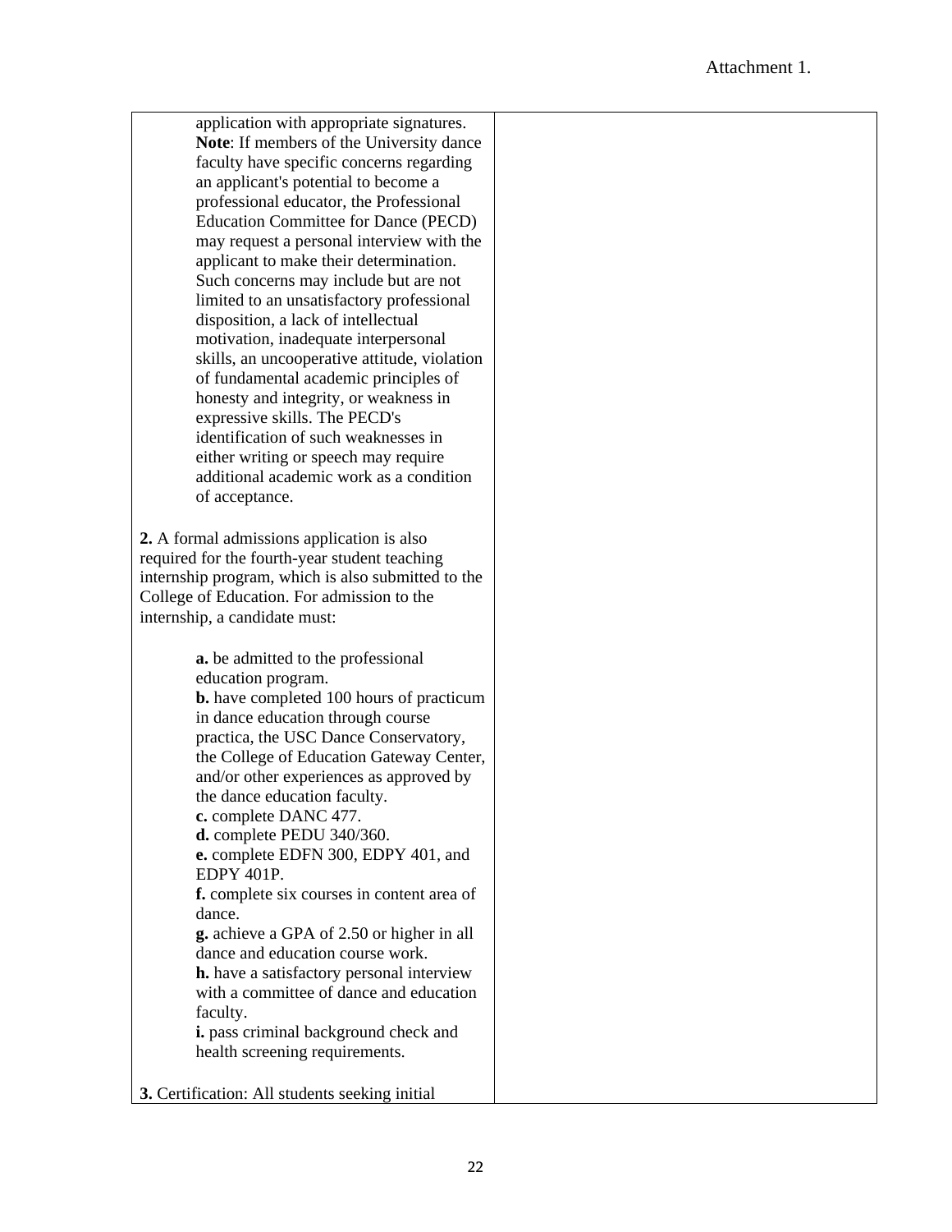Attachment 1.

| | |
|---|---|
| application with appropriate signatures. **Note**: If members of the University dance faculty have specific concerns regarding an applicant's potential to become a professional educator, the Professional Education Committee for Dance (PECD) may request a personal interview with the applicant to make their determination. Such concerns may include but are not limited to an unsatisfactory professional disposition, a lack of intellectual motivation, inadequate interpersonal skills, an uncooperative attitude, violation of fundamental academic principles of honesty and integrity, or weakness in expressive skills. The PECD's identification of such weaknesses in either writing or speech may require additional academic work as a condition of acceptance.<br><br>**2.** A formal admissions application is also required for the fourth-year student teaching internship program, which is also submitted to the College of Education. For admission to the internship, a candidate must:<br><br>**a.** be admitted to the professional education program.<br>**b.** have completed 100 hours of practicum in dance education through course practica, the USC Dance Conservatory, the College of Education Gateway Center, and/or other experiences as approved by the dance education faculty.<br>**c.** complete DANC 477.<br>**d.** complete PEDU 340/360.<br>**e.** complete EDFN 300, EDPY 401, and EDPY 401P.<br>**f.** complete six courses in content area of dance.<br>**g.** achieve a GPA of 2.50 or higher in all dance and education course work.<br>**h.** have a satisfactory personal interview with a committee of dance and education faculty.<br>**i.** pass criminal background check and health screening requirements.<br><br>**3.** Certification: All students seeking initial | |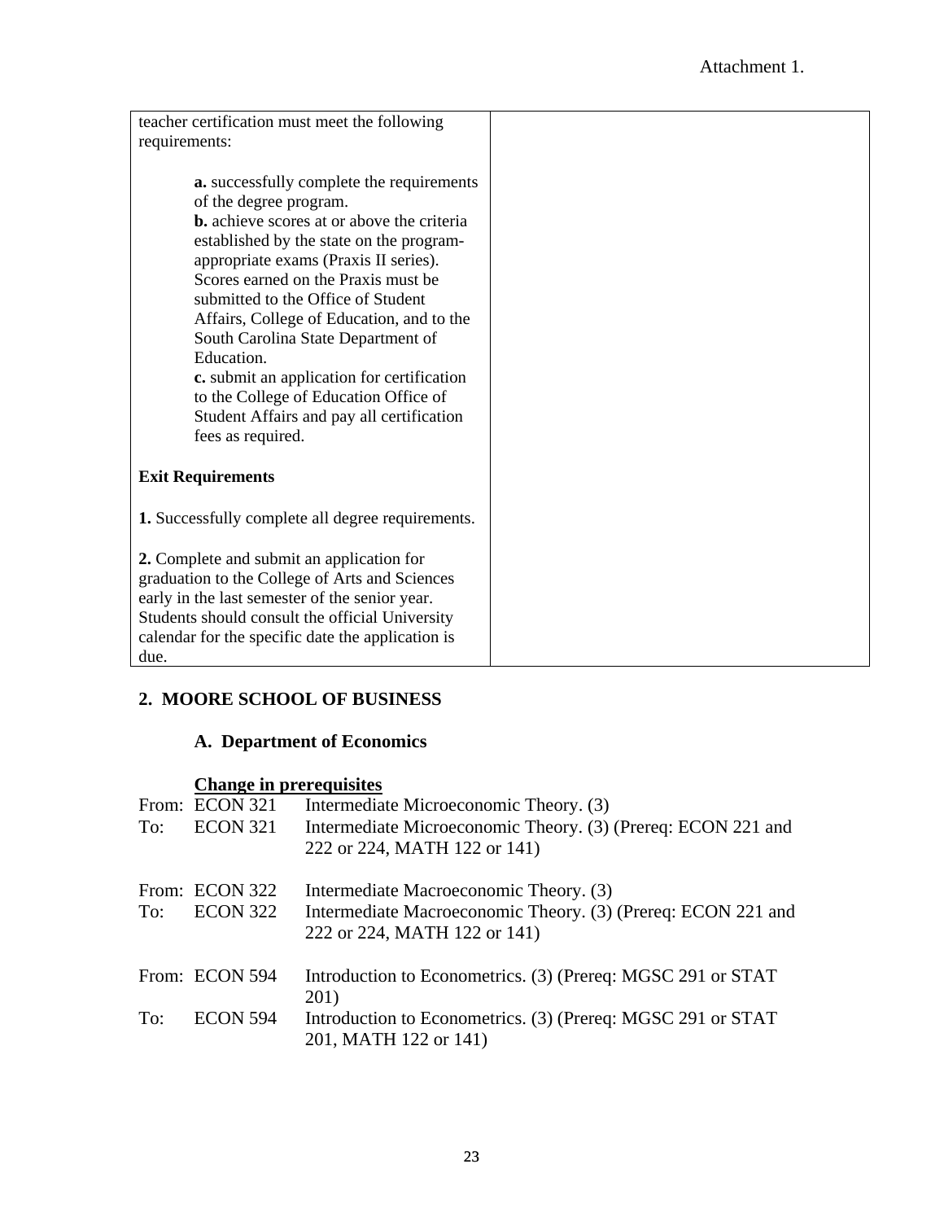Attachment 1.

| | |
|---|---|
| teacher certification must meet the following requirements:<br><br>**a.** successfully complete the requirements of the degree program.<br>**b.** achieve scores at or above the criteria established by the state on the program-appropriate exams (Praxis II series). Scores earned on the Praxis must be submitted to the Office of Student Affairs, College of Education, and to the South Carolina State Department of Education.<br>**c.** submit an application for certification to the College of Education Office of Student Affairs and pay all certification fees as required.<br><br>**Exit Requirements**<br><br>**1.** Successfully complete all degree requirements.<br><br>**2.** Complete and submit an application for graduation to the College of Arts and Sciences early in the last semester of the senior year. Students should consult the official University calendar for the specific date the application is due. | |

## 2. MOORE SCHOOL OF BUSINESS

### A. Department of Economics

**Change in prerequisites**

| | | |
|---|---|---|
| From: | ECON 321 | Intermediate Microeconomic Theory. (3) |
| To: | ECON 321 | Intermediate Microeconomic Theory. (3) (Prereq: ECON 221 and 222 or 224, MATH 122 or 141) |
| From: | ECON 322 | Intermediate Macroeconomic Theory. (3) |
| To: | ECON 322 | Intermediate Macroeconomic Theory. (3) (Prereq: ECON 221 and 222 or 224, MATH 122 or 141) |
| From: | ECON 594 | Introduction to Econometrics. (3) (Prereq: MGSC 291 or STAT 201) |
| To: | ECON 594 | Introduction to Econometrics. (3) (Prereq: MGSC 291 or STAT 201, MATH 122 or 141) |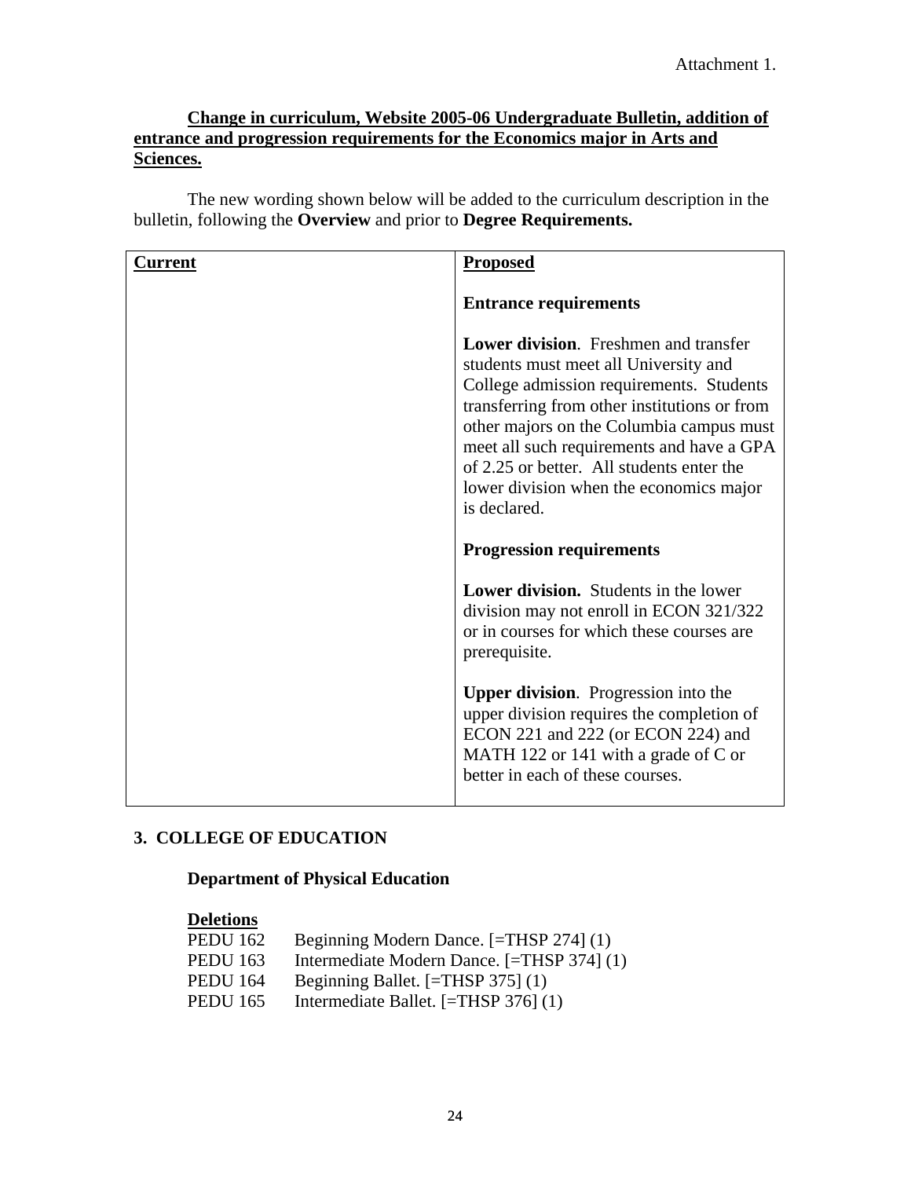Attachment 1.

**Change in curriculum, Website 2005-06 Undergraduate Bulletin, addition of entrance and progression requirements for the Economics major in Arts and Sciences.**

The new wording shown below will be added to the curriculum description in the bulletin, following the **Overview** and prior to **Degree Requirements.**

| **Current** | **Proposed** |
|---|---|
| | **Entrance requirements**<br><br>**Lower division**. Freshmen and transfer students must meet all University and College admission requirements. Students transferring from other institutions or from other majors on the Columbia campus must meet all such requirements and have a GPA of 2.25 or better. All students enter the lower division when the economics major is declared.<br><br>**Progression requirements**<br><br>**Lower division.** Students in the lower division may not enroll in ECON 321/322 or in courses for which these courses are prerequisite.<br><br>**Upper division**. Progression into the upper division requires the completion of ECON 221 and 222 (or ECON 224) and MATH 122 or 141 with a grade of C or better in each of these courses. |

## 3. COLLEGE OF EDUCATION

### Department of Physical Education

**Deletions**

PEDU 162 Beginning Modern Dance. [=THSP 274] (1)
PEDU 163 Intermediate Modern Dance. [=THSP 374] (1)
PEDU 164 Beginning Ballet. [=THSP 375] (1)
PEDU 165 Intermediate Ballet. [=THSP 376] (1)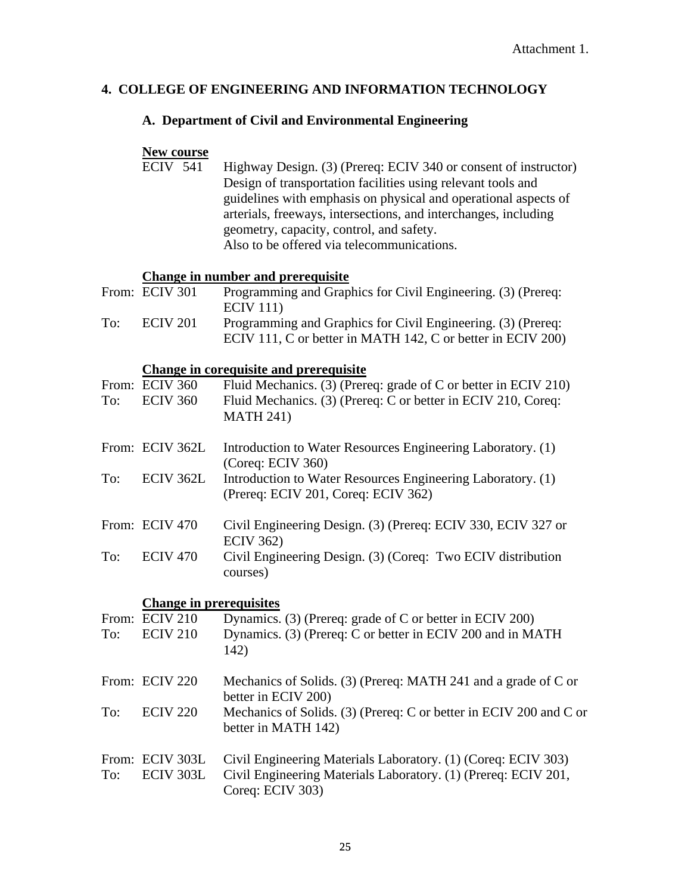Attachment 1.

## 4. COLLEGE OF ENGINEERING AND INFORMATION TECHNOLOGY

### A. Department of Civil and Environmental Engineering

**New course**

ECIV 541 — Highway Design. (3) (Prereq: ECIV 340 or consent of instructor) Design of transportation facilities using relevant tools and guidelines with emphasis on physical and operational aspects of arterials, freeways, intersections, and interchanges, including geometry, capacity, control, and safety.
Also to be offered via telecommunications.

**Change in number and prerequisite**

From: ECIV 301 — Programming and Graphics for Civil Engineering. (3) (Prereq: ECIV 111)
To: ECIV 201 — Programming and Graphics for Civil Engineering. (3) (Prereq: ECIV 111, C or better in MATH 142, C or better in ECIV 200)

**Change in corequisite and prerequisite**

From: ECIV 360 — Fluid Mechanics. (3) (Prereq: grade of C or better in ECIV 210)
To: ECIV 360 — Fluid Mechanics. (3) (Prereq: C or better in ECIV 210, Coreq: MATH 241)

From: ECIV 362L — Introduction to Water Resources Engineering Laboratory. (1) (Coreq: ECIV 360)
To: ECIV 362L — Introduction to Water Resources Engineering Laboratory. (1) (Prereq: ECIV 201, Coreq: ECIV 362)

From: ECIV 470 — Civil Engineering Design. (3) (Prereq: ECIV 330, ECIV 327 or ECIV 362)
To: ECIV 470 — Civil Engineering Design. (3) (Coreq: Two ECIV distribution courses)

**Change in prerequisites**

From: ECIV 210 — Dynamics. (3) (Prereq: grade of C or better in ECIV 200)
To: ECIV 210 — Dynamics. (3) (Prereq: C or better in ECIV 200 and in MATH 142)

From: ECIV 220 — Mechanics of Solids. (3) (Prereq: MATH 241 and a grade of C or better in ECIV 200)
To: ECIV 220 — Mechanics of Solids. (3) (Prereq: C or better in ECIV 200 and C or better in MATH 142)

From: ECIV 303L — Civil Engineering Materials Laboratory. (1) (Coreq: ECIV 303)
To: ECIV 303L — Civil Engineering Materials Laboratory. (1) (Prereq: ECIV 201, Coreq: ECIV 303)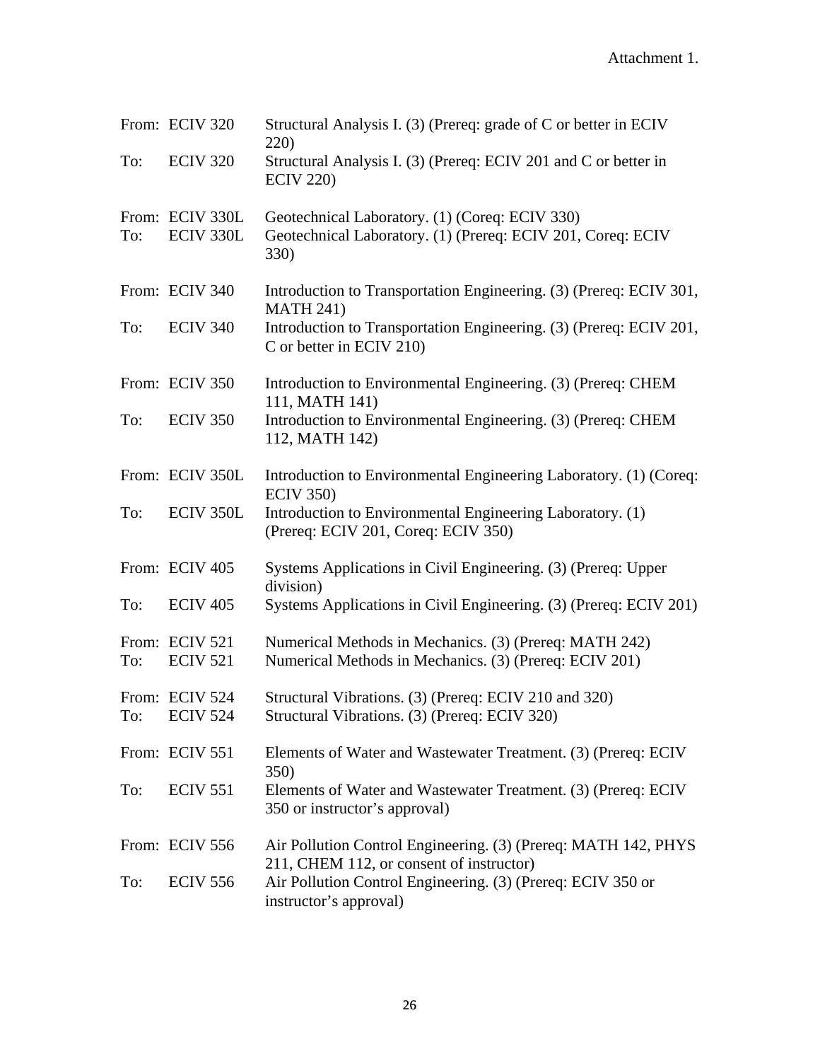Attachment 1.

| | | |
|---|---|---|
| From: | ECIV 320 | Structural Analysis I. (3) (Prereq: grade of C or better in ECIV 220) |
| To: | ECIV 320 | Structural Analysis I. (3) (Prereq: ECIV 201 and C or better in ECIV 220) |
| From: | ECIV 330L | Geotechnical Laboratory. (1) (Coreq: ECIV 330) |
| To: | ECIV 330L | Geotechnical Laboratory. (1) (Prereq: ECIV 201, Coreq: ECIV 330) |
| From: | ECIV 340 | Introduction to Transportation Engineering. (3) (Prereq: ECIV 301, MATH 241) |
| To: | ECIV 340 | Introduction to Transportation Engineering. (3) (Prereq: ECIV 201, C or better in ECIV 210) |
| From: | ECIV 350 | Introduction to Environmental Engineering. (3) (Prereq: CHEM 111, MATH 141) |
| To: | ECIV 350 | Introduction to Environmental Engineering. (3) (Prereq: CHEM 112, MATH 142) |
| From: | ECIV 350L | Introduction to Environmental Engineering Laboratory. (1) (Coreq: ECIV 350) |
| To: | ECIV 350L | Introduction to Environmental Engineering Laboratory. (1) (Prereq: ECIV 201, Coreq: ECIV 350) |
| From: | ECIV 405 | Systems Applications in Civil Engineering. (3) (Prereq: Upper division) |
| To: | ECIV 405 | Systems Applications in Civil Engineering. (3) (Prereq: ECIV 201) |
| From: | ECIV 521 | Numerical Methods in Mechanics. (3) (Prereq: MATH 242) |
| To: | ECIV 521 | Numerical Methods in Mechanics. (3) (Prereq: ECIV 201) |
| From: | ECIV 524 | Structural Vibrations. (3) (Prereq: ECIV 210 and 320) |
| To: | ECIV 524 | Structural Vibrations. (3) (Prereq: ECIV 320) |
| From: | ECIV 551 | Elements of Water and Wastewater Treatment. (3) (Prereq: ECIV 350) |
| To: | ECIV 551 | Elements of Water and Wastewater Treatment. (3) (Prereq: ECIV 350 or instructor's approval) |
| From: | ECIV 556 | Air Pollution Control Engineering. (3) (Prereq: MATH 142, PHYS 211, CHEM 112, or consent of instructor) |
| To: | ECIV 556 | Air Pollution Control Engineering. (3) (Prereq: ECIV 350 or instructor's approval) |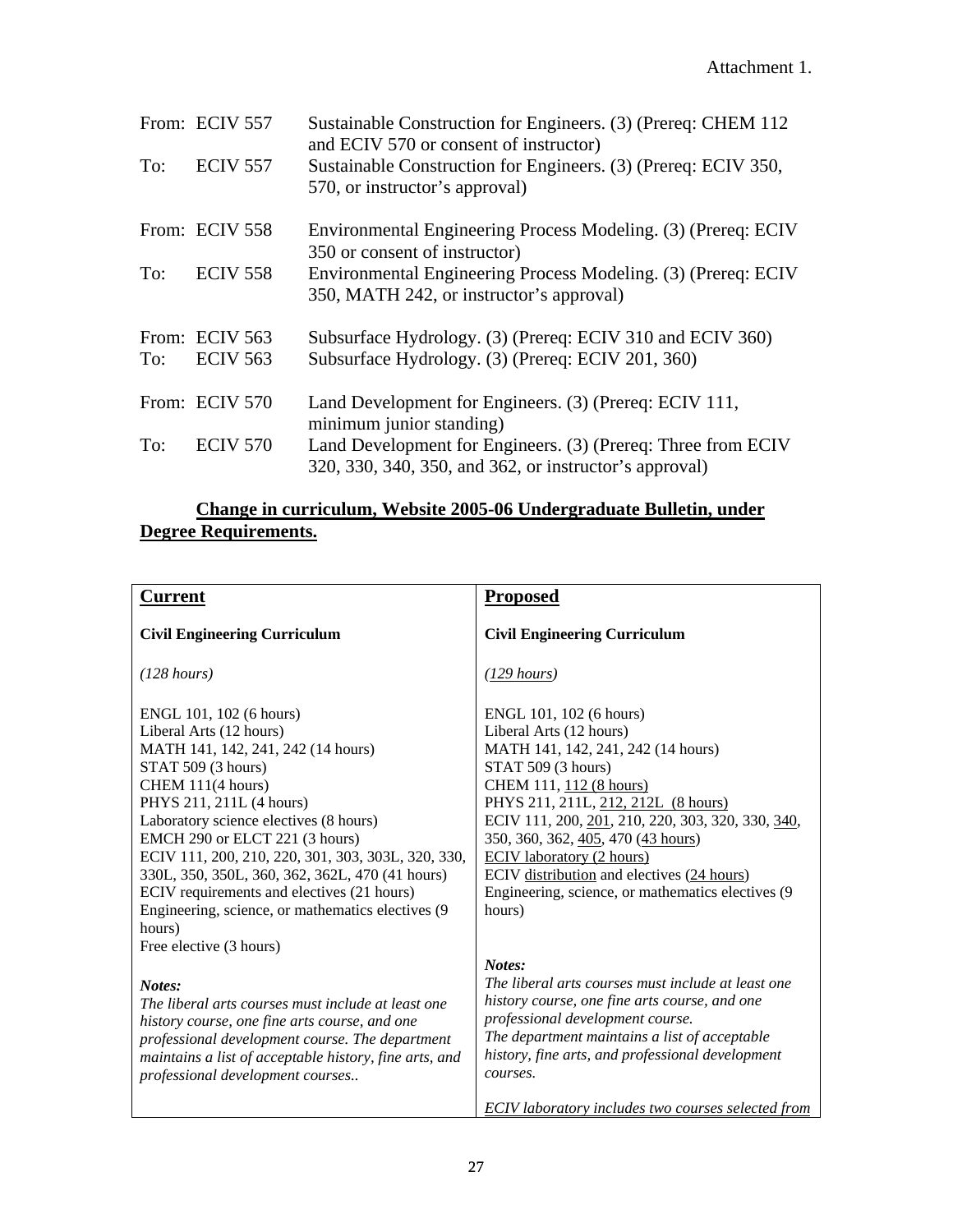Attachment 1.

| | | |
|---|---|---|
| From: | ECIV 557 | Sustainable Construction for Engineers. (3) (Prereq: CHEM 112 and ECIV 570 or consent of instructor) |
| To: | ECIV 557 | Sustainable Construction for Engineers. (3) (Prereq: ECIV 350, 570, or instructor's approval) |
| From: | ECIV 558 | Environmental Engineering Process Modeling. (3) (Prereq: ECIV 350 or consent of instructor) |
| To: | ECIV 558 | Environmental Engineering Process Modeling. (3) (Prereq: ECIV 350, MATH 242, or instructor's approval) |
| From: | ECIV 563 | Subsurface Hydrology. (3) (Prereq: ECIV 310 and ECIV 360) |
| To: | ECIV 563 | Subsurface Hydrology. (3) (Prereq: ECIV 201, 360) |
| From: | ECIV 570 | Land Development for Engineers. (3) (Prereq: ECIV 111, minimum junior standing) |
| To: | ECIV 570 | Land Development for Engineers. (3) (Prereq: Three from ECIV 320, 330, 340, 350, and 362, or instructor's approval) |

**Change in curriculum, Website 2005-06 Undergraduate Bulletin, under Degree Requirements.**

| **Current** | **Proposed** |
|---|---|
| **Civil Engineering Curriculum**<br><br>*(128 hours)*<br><br>ENGL 101, 102 (6 hours)<br>Liberal Arts (12 hours)<br>MATH 141, 142, 241, 242 (14 hours)<br>STAT 509 (3 hours)<br>CHEM 111(4 hours)<br>PHYS 211, 211L (4 hours)<br>Laboratory science electives (8 hours)<br>EMCH 290 or ELCT 221 (3 hours)<br>ECIV 111, 200, 210, 220, 301, 303, 303L, 320, 330, 330L, 350, 350L, 360, 362, 362L, 470 (41 hours)<br>ECIV requirements and electives (21 hours)<br>Engineering, science, or mathematics electives (9 hours)<br>Free elective (3 hours)<br><br>***Notes:***<br>*The liberal arts courses must include at least one history course, one fine arts course, and one professional development course. The department maintains a list of acceptable history, fine arts, and professional development courses..* | **Civil Engineering Curriculum**<br><br>*(129 hours)*<br><br>ENGL 101, 102 (6 hours)<br>Liberal Arts (12 hours)<br>MATH 141, 142, 241, 242 (14 hours)<br>STAT 509 (3 hours)<br>CHEM 111, 112 (8 hours)<br>PHYS 211, 211L, 212, 212L (8 hours)<br>ECIV 111, 200, 201, 210, 220, 303, 320, 330, 340, 350, 360, 362, 405, 470 (43 hours)<br>ECIV laboratory (2 hours)<br>ECIV distribution and electives (24 hours)<br>Engineering, science, or mathematics electives (9 hours)<br><br>***Notes:***<br>*The liberal arts courses must include at least one history course, one fine arts course, and one professional development course.*<br>*The department maintains a list of acceptable history, fine arts, and professional development courses.*<br><br>*ECIV laboratory includes two courses selected from* |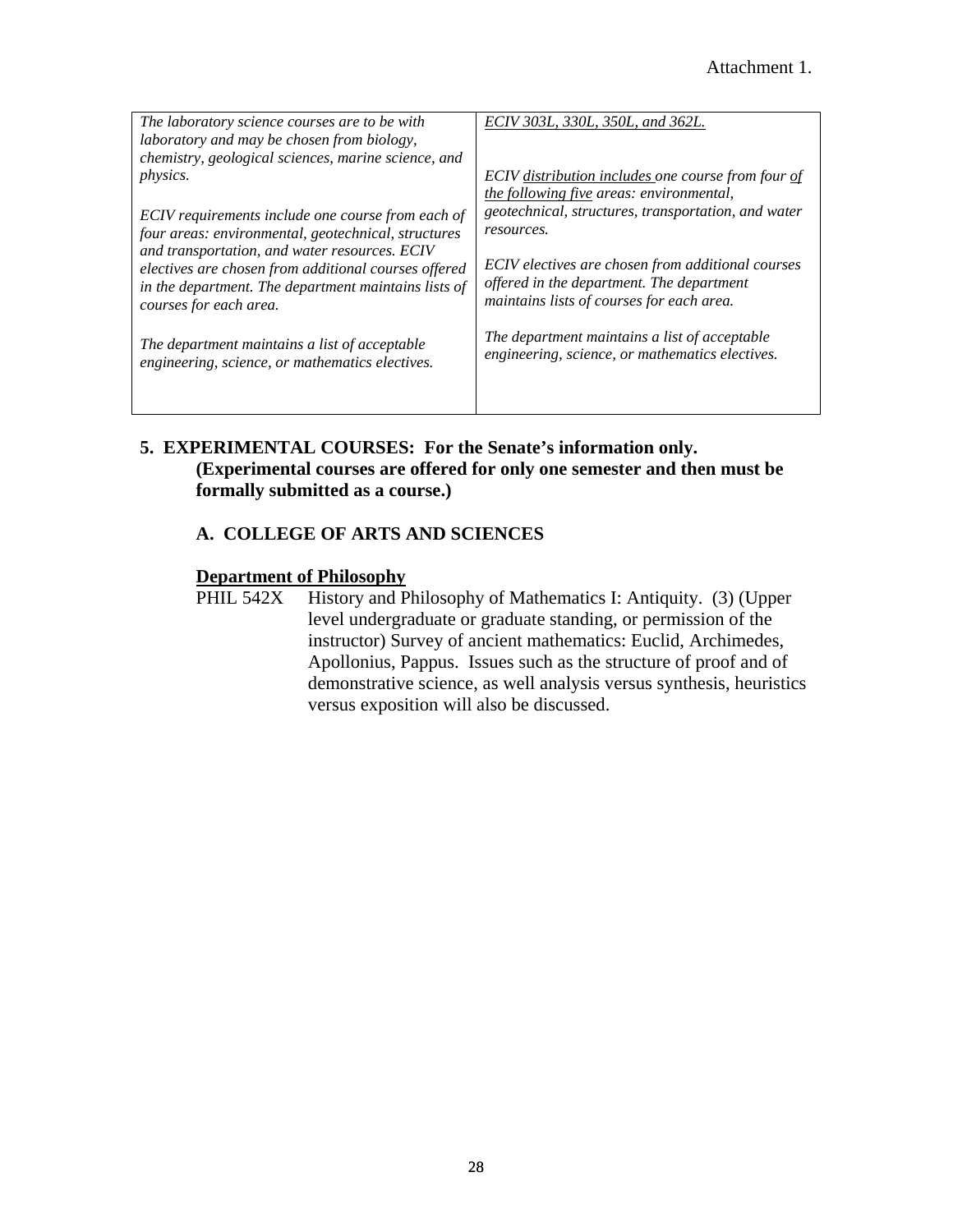Attachment 1.

| | |
|---|---|
| *The laboratory science courses are to be with laboratory and may be chosen from biology, chemistry, geological sciences, marine science, and physics.*<br><br>*ECIV requirements include one course from each of four areas: environmental, geotechnical, structures and transportation, and water resources. ECIV electives are chosen from additional courses offered in the department. The department maintains lists of courses for each area.*<br><br>*The department maintains a list of acceptable engineering, science, or mathematics electives.* | *ECIV 303L, 330L, 350L, and 362L.*<br><br>*ECIV distribution includes one course from four of the following five areas: environmental, geotechnical, structures, transportation, and water resources.*<br><br>*ECIV electives are chosen from additional courses offered in the department. The department maintains lists of courses for each area.*<br><br>*The department maintains a list of acceptable engineering, science, or mathematics electives.* |

**5. EXPERIMENTAL COURSES: For the Senate's information only. (Experimental courses are offered for only one semester and then must be formally submitted as a course.)**

**A. COLLEGE OF ARTS AND SCIENCES**

**Department of Philosophy**

PHIL 542X History and Philosophy of Mathematics I: Antiquity. (3) (Upper level undergraduate or graduate standing, or permission of the instructor) Survey of ancient mathematics: Euclid, Archimedes, Apollonius, Pappus. Issues such as the structure of proof and of demonstrative science, as well analysis versus synthesis, heuristics versus exposition will also be discussed.